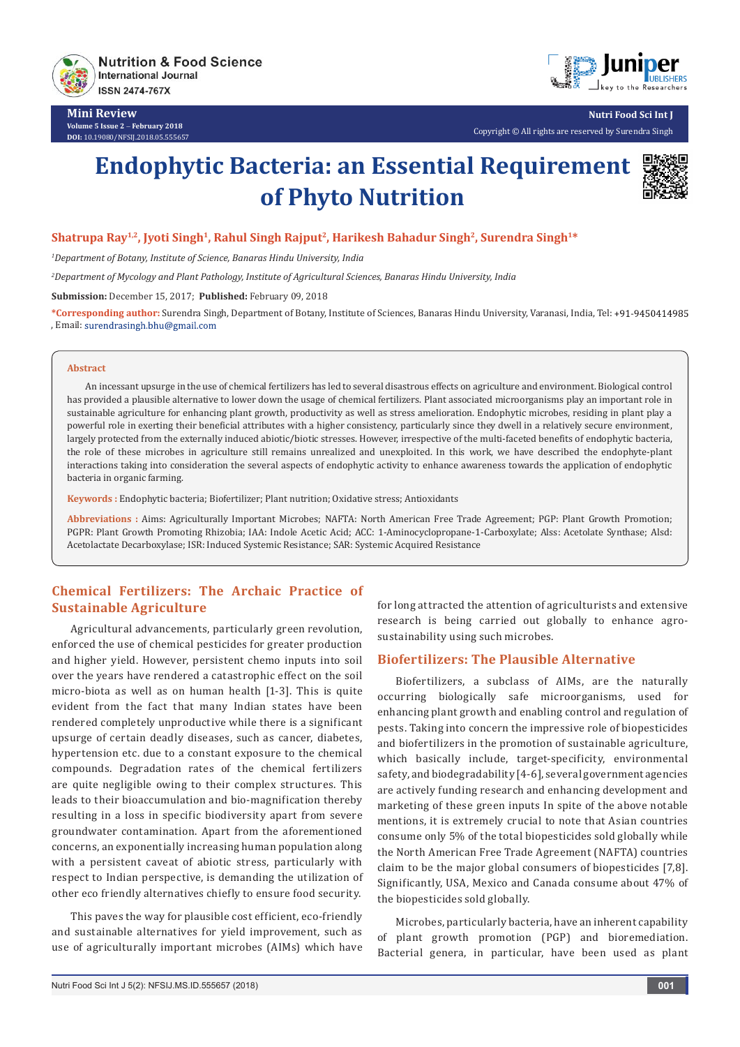Mini Review
Volume 5 Issue 2 – February 2018
DOI: 10.19080/NFSIJ.2018.05.555657

Nutri Food Sci Int J
Copyright © All rights are reserved by Surendra Singh

# Endophytic Bacteria: an Essential Requirement of Phyto Nutrition

**Shatrupa Ray[1,2], Jyoti Singh[1], Rahul Singh Rajput[2], Harikesh Bahadur Singh[2], Surendra Singh[1]***

*[1]Department of Botany, Institute of Science, Banaras Hindu University, India*

*[2]Department of Mycology and Plant Pathology, Institute of Agricultural Sciences, Banaras Hindu University, India*

**Submission:** December 15, 2017; **Published:** February 09, 2018

**\*Corresponding author:** Surendra Singh, Department of Botany, Institute of Sciences, Banaras Hindu University, Varanasi, India, Tel: +91-9450414985 , Email: surendrasingh.bhu@gmail.com

### Abstract

An incessant upsurge in the use of chemical fertilizers has led to several disastrous effects on agriculture and environment. Biological control has provided a plausible alternative to lower down the usage of chemical fertilizers. Plant associated microorganisms play an important role in sustainable agriculture for enhancing plant growth, productivity as well as stress amelioration. Endophytic microbes, residing in plant play a powerful role in exerting their beneficial attributes with a higher consistency, particularly since they dwell in a relatively secure environment, largely protected from the externally induced abiotic/biotic stresses. However, irrespective of the multi-faceted benefits of endophytic bacteria, the role of these microbes in agriculture still remains unrealized and unexploited. In this work, we have described the endophyte-plant interactions taking into consideration the several aspects of endophytic activity to enhance awareness towards the application of endophytic bacteria in organic farming.

**Keywords :** Endophytic bacteria; Biofertilizer; Plant nutrition; Oxidative stress; Antioxidants

**Abbreviations :** Aims: Agriculturally Important Microbes; NAFTA: North American Free Trade Agreement; PGP: Plant Growth Promotion; PGPR: Plant Growth Promoting Rhizobia; IAA: Indole Acetic Acid; ACC: 1-Aminocyclopropane-1-Carboxylate; Alss: Acetolate Synthase; Alsd: Acetolactate Decarboxylase; ISR: Induced Systemic Resistance; SAR: Systemic Acquired Resistance

## Chemical Fertilizers: The Archaic Practice of Sustainable Agriculture

Agricultural advancements, particularly green revolution, enforced the use of chemical pesticides for greater production and higher yield. However, persistent chemo inputs into soil over the years have rendered a catastrophic effect on the soil micro-biota as well as on human health [1-3]. This is quite evident from the fact that many Indian states have been rendered completely unproductive while there is a significant upsurge of certain deadly diseases, such as cancer, diabetes, hypertension etc. due to a constant exposure to the chemical compounds. Degradation rates of the chemical fertilizers are quite negligible owing to their complex structures. This leads to their bioaccumulation and bio-magnification thereby resulting in a loss in specific biodiversity apart from severe groundwater contamination. Apart from the aforementioned concerns, an exponentially increasing human population along with a persistent caveat of abiotic stress, particularly with respect to Indian perspective, is demanding the utilization of other eco friendly alternatives chiefly to ensure food security.

This paves the way for plausible cost efficient, eco-friendly and sustainable alternatives for yield improvement, such as use of agriculturally important microbes (AIMs) which have for long attracted the attention of agriculturists and extensive research is being carried out globally to enhance agro-sustainability using such microbes.

## Biofertilizers: The Plausible Alternative

Biofertilizers, a subclass of AIMs, are the naturally occurring biologically safe microorganisms, used for enhancing plant growth and enabling control and regulation of pests. Taking into concern the impressive role of biopesticides and biofertilizers in the promotion of sustainable agriculture, which basically include, target-specificity, environmental safety, and biodegradability [4-6], several government agencies are actively funding research and enhancing development and marketing of these green inputs In spite of the above notable mentions, it is extremely crucial to note that Asian countries consume only 5% of the total biopesticides sold globally while the North American Free Trade Agreement (NAFTA) countries claim to be the major global consumers of biopesticides [7,8]. Significantly, USA, Mexico and Canada consume about 47% of the biopesticides sold globally.

Microbes, particularly bacteria, have an inherent capability of plant growth promotion (PGP) and bioremediation. Bacterial genera, in particular, have been used as plant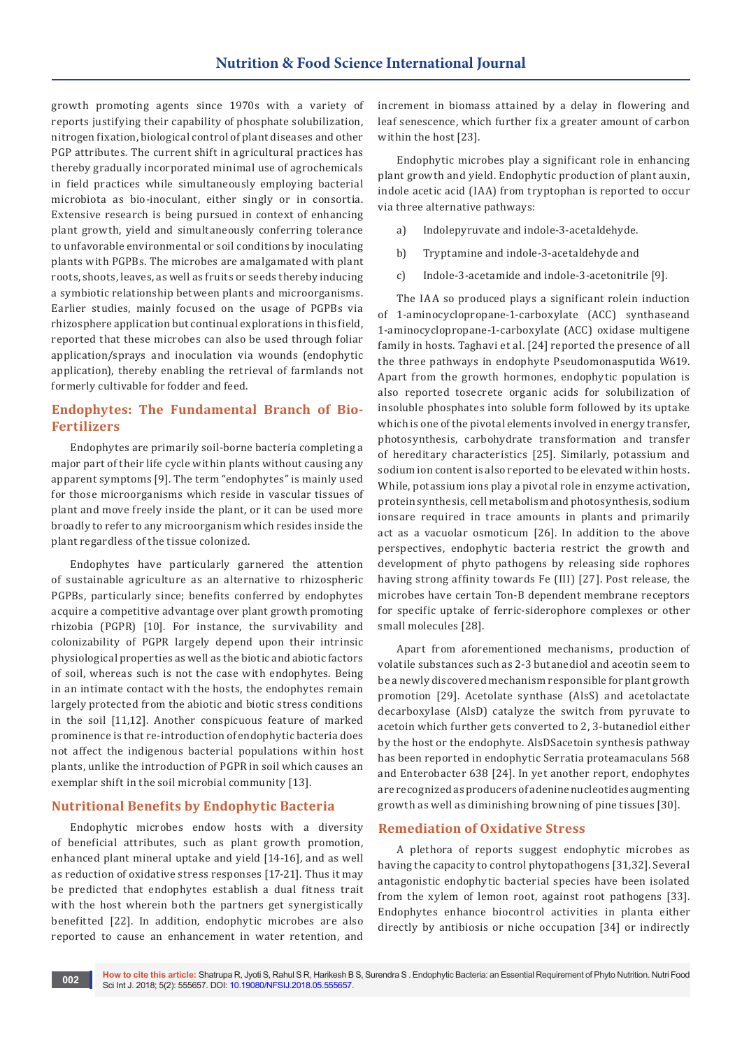growth promoting agents since 1970s with a variety of reports justifying their capability of phosphate solubilization, nitrogen fixation, biological control of plant diseases and other PGP attributes. The current shift in agricultural practices has thereby gradually incorporated minimal use of agrochemicals in field practices while simultaneously employing bacterial microbiota as bio-inoculant, either singly or in consortia. Extensive research is being pursued in context of enhancing plant growth, yield and simultaneously conferring tolerance to unfavorable environmental or soil conditions by inoculating plants with PGPBs. The microbes are amalgamated with plant roots, shoots, leaves, as well as fruits or seeds thereby inducing a symbiotic relationship between plants and microorganisms. Earlier studies, mainly focused on the usage of PGPBs via rhizosphere application but continual explorations in this field, reported that these microbes can also be used through foliar application/sprays and inoculation via wounds (endophytic application), thereby enabling the retrieval of farmlands not formerly cultivable for fodder and feed.

## Endophytes: The Fundamental Branch of Bio-Fertilizers

Endophytes are primarily soil-borne bacteria completing a major part of their life cycle within plants without causing any apparent symptoms [9]. The term "endophytes" is mainly used for those microorganisms which reside in vascular tissues of plant and move freely inside the plant, or it can be used more broadly to refer to any microorganism which resides inside the plant regardless of the tissue colonized.

Endophytes have particularly garnered the attention of sustainable agriculture as an alternative to rhizospheric PGPBs, particularly since; benefits conferred by endophytes acquire a competitive advantage over plant growth promoting rhizobia (PGPR) [10]. For instance, the survivability and colonizability of PGPR largely depend upon their intrinsic physiological properties as well as the biotic and abiotic factors of soil, whereas such is not the case with endophytes. Being in an intimate contact with the hosts, the endophytes remain largely protected from the abiotic and biotic stress conditions in the soil [11,12]. Another conspicuous feature of marked prominence is that re-introduction of endophytic bacteria does not affect the indigenous bacterial populations within host plants, unlike the introduction of PGPR in soil which causes an exemplar shift in the soil microbial community [13].

## Nutritional Benefits by Endophytic Bacteria

Endophytic microbes endow hosts with a diversity of beneficial attributes, such as plant growth promotion, enhanced plant mineral uptake and yield [14-16], and as well as reduction of oxidative stress responses [17-21]. Thus it may be predicted that endophytes establish a dual fitness trait with the host wherein both the partners get synergistically benefitted [22]. In addition, endophytic microbes are also reported to cause an enhancement in water retention, and increment in biomass attained by a delay in flowering and leaf senescence, which further fix a greater amount of carbon within the host [23].

Endophytic microbes play a significant role in enhancing plant growth and yield. Endophytic production of plant auxin, indole acetic acid (IAA) from tryptophan is reported to occur via three alternative pathways:

a) Indolepyruvate and indole-3-acetaldehyde.

b) Tryptamine and indole-3-acetaldehyde and

c) Indole-3-acetamide and indole-3-acetonitrile [9].

The IAA so produced plays a significant rolein induction of 1-aminocyclopropane-1-carboxylate (ACC) synthaseand 1-aminocyclopropane-1-carboxylate (ACC) oxidase multigene family in hosts. Taghavi et al. [24] reported the presence of all the three pathways in endophyte Pseudomonasputida W619. Apart from the growth hormones, endophytic population is also reported tosecrete organic acids for solubilization of insoluble phosphates into soluble form followed by its uptake which is one of the pivotal elements involved in energy transfer, photosynthesis, carbohydrate transformation and transfer of hereditary characteristics [25]. Similarly, potassium and sodium ion content is also reported to be elevated within hosts. While, potassium ions play a pivotal role in enzyme activation, protein synthesis, cell metabolism and photosynthesis, sodium ionsare required in trace amounts in plants and primarily act as a vacuolar osmoticum [26]. In addition to the above perspectives, endophytic bacteria restrict the growth and development of phyto pathogens by releasing side rophores having strong affinity towards Fe (III) [27]. Post release, the microbes have certain Ton-B dependent membrane receptors for specific uptake of ferric-siderophore complexes or other small molecules [28].

Apart from aforementioned mechanisms, production of volatile substances such as 2-3 butanediol and aceotin seem to be a newly discovered mechanism responsible for plant growth promotion [29]. Acetolate synthase (AlsS) and acetolactate decarboxylase (AlsD) catalyze the switch from pyruvate to acetoin which further gets converted to 2, 3-butanediol either by the host or the endophyte. AlsDSacetoin synthesis pathway has been reported in endophytic Serratia proteamaculans 568 and Enterobacter 638 [24]. In yet another report, endophytes are recognized as producers of adenine nucleotides augmenting growth as well as diminishing browning of pine tissues [30].

## Remediation of Oxidative Stress

A plethora of reports suggest endophytic microbes as having the capacity to control phytopathogens [31,32]. Several antagonistic endophytic bacterial species have been isolated from the xylem of lemon root, against root pathogens [33]. Endophytes enhance biocontrol activities in planta either directly by antibiosis or niche occupation [34] or indirectly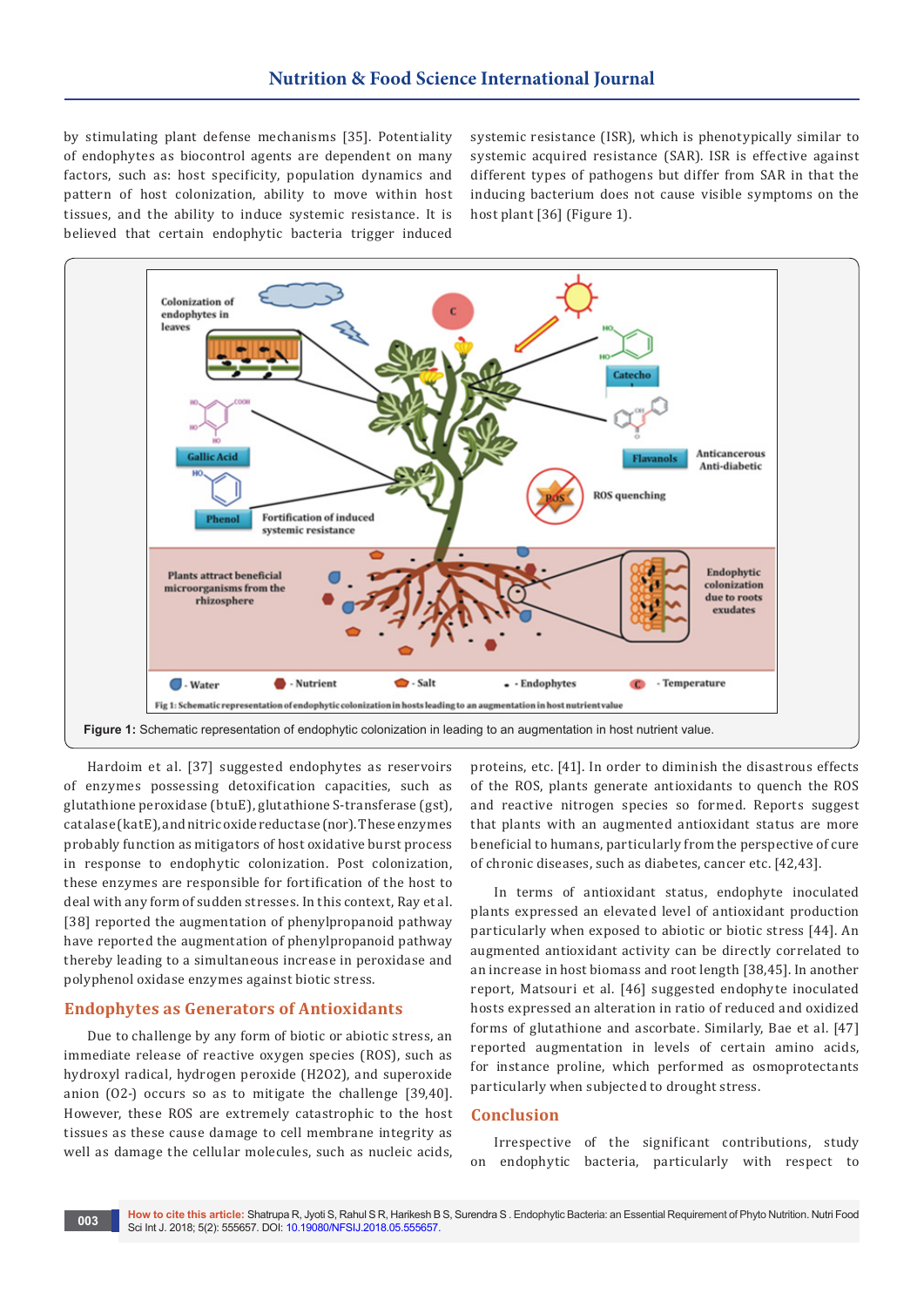by stimulating plant defense mechanisms [35]. Potentiality of endophytes as biocontrol agents are dependent on many factors, such as: host specificity, population dynamics and pattern of host colonization, ability to move within host tissues, and the ability to induce systemic resistance. It is believed that certain endophytic bacteria trigger induced systemic resistance (ISR), which is phenotypically similar to systemic acquired resistance (SAR). ISR is effective against different types of pathogens but differ from SAR in that the inducing bacterium does not cause visible symptoms on the host plant [36] (Figure 1).

**Figure 1:** Schematic representation of endophytic colonization in leading to an augmentation in host nutrient value.

Hardoim et al. [37] suggested endophytes as reservoirs of enzymes possessing detoxification capacities, such as glutathione peroxidase (btuE), glutathione S-transferase (gst), catalase (katE), and nitric oxide reductase (nor). These enzymes probably function as mitigators of host oxidative burst process in response to endophytic colonization. Post colonization, these enzymes are responsible for fortification of the host to deal with any form of sudden stresses. In this context, Ray et al. [38] reported the augmentation of phenylpropanoid pathway have reported the augmentation of phenylpropanoid pathway thereby leading to a simultaneous increase in peroxidase and polyphenol oxidase enzymes against biotic stress.

## Endophytes as Generators of Antioxidants

Due to challenge by any form of biotic or abiotic stress, an immediate release of reactive oxygen species (ROS), such as hydroxyl radical, hydrogen peroxide (H2O2), and superoxide anion (O2-) occurs so as to mitigate the challenge [39,40]. However, these ROS are extremely catastrophic to the host tissues as these cause damage to cell membrane integrity as well as damage the cellular molecules, such as nucleic acids, proteins, etc. [41]. In order to diminish the disastrous effects of the ROS, plants generate antioxidants to quench the ROS and reactive nitrogen species so formed. Reports suggest that plants with an augmented antioxidant status are more beneficial to humans, particularly from the perspective of cure of chronic diseases, such as diabetes, cancer etc. [42,43].

In terms of antioxidant status, endophyte inoculated plants expressed an elevated level of antioxidant production particularly when exposed to abiotic or biotic stress [44]. An augmented antioxidant activity can be directly correlated to an increase in host biomass and root length [38,45]. In another report, Matsouri et al. [46] suggested endophyte inoculated hosts expressed an alteration in ratio of reduced and oxidized forms of glutathione and ascorbate. Similarly, Bae et al. [47] reported augmentation in levels of certain amino acids, for instance proline, which performed as osmoprotectants particularly when subjected to drought stress.

## Conclusion

Irrespective of the significant contributions, study on endophytic bacteria, particularly with respect to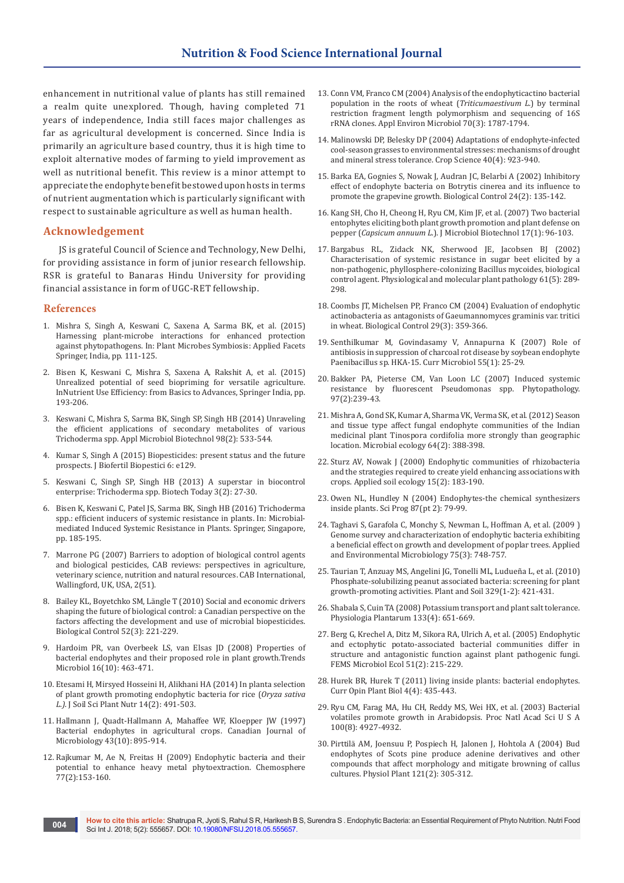enhancement in nutritional value of plants has still remained a realm quite unexplored. Though, having completed 71 years of independence, India still faces major challenges as far as agricultural development is concerned. Since India is primarily an agriculture based country, thus it is high time to exploit alternative modes of farming to yield improvement as well as nutritional benefit. This review is a minor attempt to appreciate the endophyte benefit bestowed upon hosts in terms of nutrient augmentation which is particularly significant with respect to sustainable agriculture as well as human health.

## Acknowledgement

JS is grateful Council of Science and Technology, New Delhi, for providing assistance in form of junior research fellowship. RSR is grateful to Banaras Hindu University for providing financial assistance in form of UGC-RET fellowship.

## References

1. Mishra S, Singh A, Keswani C, Saxena A, Sarma BK, et al. (2015) Harnessing plant-microbe interactions for enhanced protection against phytopathogens. In: Plant Microbes Symbiosis: Applied Facets Springer, India, pp. 111-125.
2. Bisen K, Keswani C, Mishra S, Saxena A, Rakshit A, et al. (2015) Unrealized potential of seed biopriming for versatile agriculture. InNutrient Use Efficiency: from Basics to Advances, Springer India, pp. 193-206.
3. Keswani C, Mishra S, Sarma BK, Singh SP, Singh HB (2014) Unraveling the efficient applications of secondary metabolites of various Trichoderma spp. Appl Microbiol Biotechnol 98(2): 533-544.
4. Kumar S, Singh A (2015) Biopesticides: present status and the future prospects. J Biofertil Biopestici 6: e129.
5. Keswani C, Singh SP, Singh HB (2013) A superstar in biocontrol enterprise: Trichoderma spp. Biotech Today 3(2): 27-30.
6. Bisen K, Keswani C, Patel JS, Sarma BK, Singh HB (2016) Trichoderma spp.: efficient inducers of systemic resistance in plants. In: Microbial-mediated Induced Systemic Resistance in Plants. Springer, Singapore, pp. 185-195.
7. Marrone PG (2007) Barriers to adoption of biological control agents and biological pesticides, CAB reviews: perspectives in agriculture, veterinary science, nutrition and natural resources. CAB International, Wallingford, UK, USA, 2(51).
8. Bailey KL, Boyetchko SM, Längle T (2010) Social and economic drivers shaping the future of biological control: a Canadian perspective on the factors affecting the development and use of microbial biopesticides. Biological Control 52(3): 221-229.
9. Hardoim PR, van Overbeek LS, van Elsas JD (2008) Properties of bacterial endophytes and their proposed role in plant growth.Trends Microbiol 16(10): 463-471.
10. Etesami H, Mirsyed Hosseini H, Alikhani HA (2014) In planta selection of plant growth promoting endophytic bacteria for rice (*Oryza sativa L.).* J Soil Sci Plant Nutr 14(2): 491-503.
11. Hallmann J, Quadt-Hallmann A, Mahaffee WF, Kloepper JW (1997) Bacterial endophytes in agricultural crops. Canadian Journal of Microbiology 43(10): 895-914.
12. Rajkumar M, Ae N, Freitas H (2009) Endophytic bacteria and their potential to enhance heavy metal phytoextraction. Chemosphere 77(2):153-160.
13. Conn VM, Franco CM (2004) Analysis of the endophyticactino bacterial population in the roots of wheat (*Triticumaestivum L.*) by terminal restriction fragment length polymorphism and sequencing of 16S rRNA clones. Appl Environ Microbiol 70(3): 1787-1794.
14. Malinowski DP, Belesky DP (2004) Adaptations of endophyte-infected cool-season grasses to environmental stresses: mechanisms of drought and mineral stress tolerance. Crop Science 40(4): 923-940.
15. Barka EA, Gognies S, Nowak J, Audran JC, Belarbi A (2002) Inhibitory effect of endophyte bacteria on Botrytis cinerea and its influence to promote the grapevine growth. Biological Control 24(2): 135-142.
16. Kang SH, Cho H, Cheong H, Ryu CM, Kim JF, et al. (2007) Two bacterial entophytes eliciting both plant growth promotion and plant defense on pepper (*Capsicum annuum L.*). J Microbiol Biotechnol 17(1): 96-103.
17. Bargabus RL, Zidack NK, Sherwood JE, Jacobsen BJ (2002) Characterisation of systemic resistance in sugar beet elicited by a non-pathogenic, phyllosphere-colonizing Bacillus mycoides, biological control agent. Physiological and molecular plant pathology 61(5): 289-298.
18. Coombs JT, Michelsen PP, Franco CM (2004) Evaluation of endophytic actinobacteria as antagonists of Gaeumannomyces graminis var. tritici in wheat. Biological Control 29(3): 359-366.
19. Senthilkumar M, Govindasamy V, Annapurna K (2007) Role of antibiosis in suppression of charcoal rot disease by soybean endophyte Paenibacillus sp. HKA-15. Curr Microbiol 55(1): 25-29.
20. Bakker PA, Pieterse CM, Van Loon LC (2007) Induced systemic resistance by fluorescent Pseudomonas spp. Phytopathology. 97(2):239-43.
21. Mishra A, Gond SK, Kumar A, Sharma VK, Verma SK, et al. (2012) Season and tissue type affect fungal endophyte communities of the Indian medicinal plant Tinospora cordifolia more strongly than geographic location. Microbial ecology 64(2): 388-398.
22. Sturz AV, Nowak J (2000) Endophytic communities of rhizobacteria and the strategies required to create yield enhancing associations with crops. Applied soil ecology 15(2): 183-190.
23. Owen NL, Hundley N (2004) Endophytes-the chemical synthesizers inside plants. Sci Prog 87(pt 2): 79-99.
24. Taghavi S, Garafola C, Monchy S, Newman L, Hoffman A, et al. (2009 ) Genome survey and characterization of endophytic bacteria exhibiting a beneficial effect on growth and development of poplar trees. Applied and Environmental Microbiology 75(3): 748-757.
25. Taurian T, Anzuay MS, Angelini JG, Tonelli ML, Ludueña L, et al. (2010) Phosphate-solubilizing peanut associated bacteria: screening for plant growth-promoting activities. Plant and Soil 329(1-2): 421-431.
26. Shabala S, Cuin TA (2008) Potassium transport and plant salt tolerance. Physiologia Plantarum 133(4): 651-669.
27. Berg G, Krechel A, Ditz M, Sikora RA, Ulrich A, et al. (2005) Endophytic and ectophytic potato-associated bacterial communities differ in structure and antagonistic function against plant pathogenic fungi. FEMS Microbiol Ecol 51(2): 215-229.
28. Hurek BR, Hurek T (2011) living inside plants: bacterial endophytes. Curr Opin Plant Biol 4(4): 435-443.
29. Ryu CM, Farag MA, Hu CH, Reddy MS, Wei HX, et al. (2003) Bacterial volatiles promote growth in Arabidopsis. Proc Natl Acad Sci U S A 100(8): 4927-4932.
30. Pirttilä AM, Joensuu P, Pospiech H, Jalonen J, Hohtola A (2004) Bud endophytes of Scots pine produce adenine derivatives and other compounds that affect morphology and mitigate browning of callus cultures. Physiol Plant 121(2): 305-312.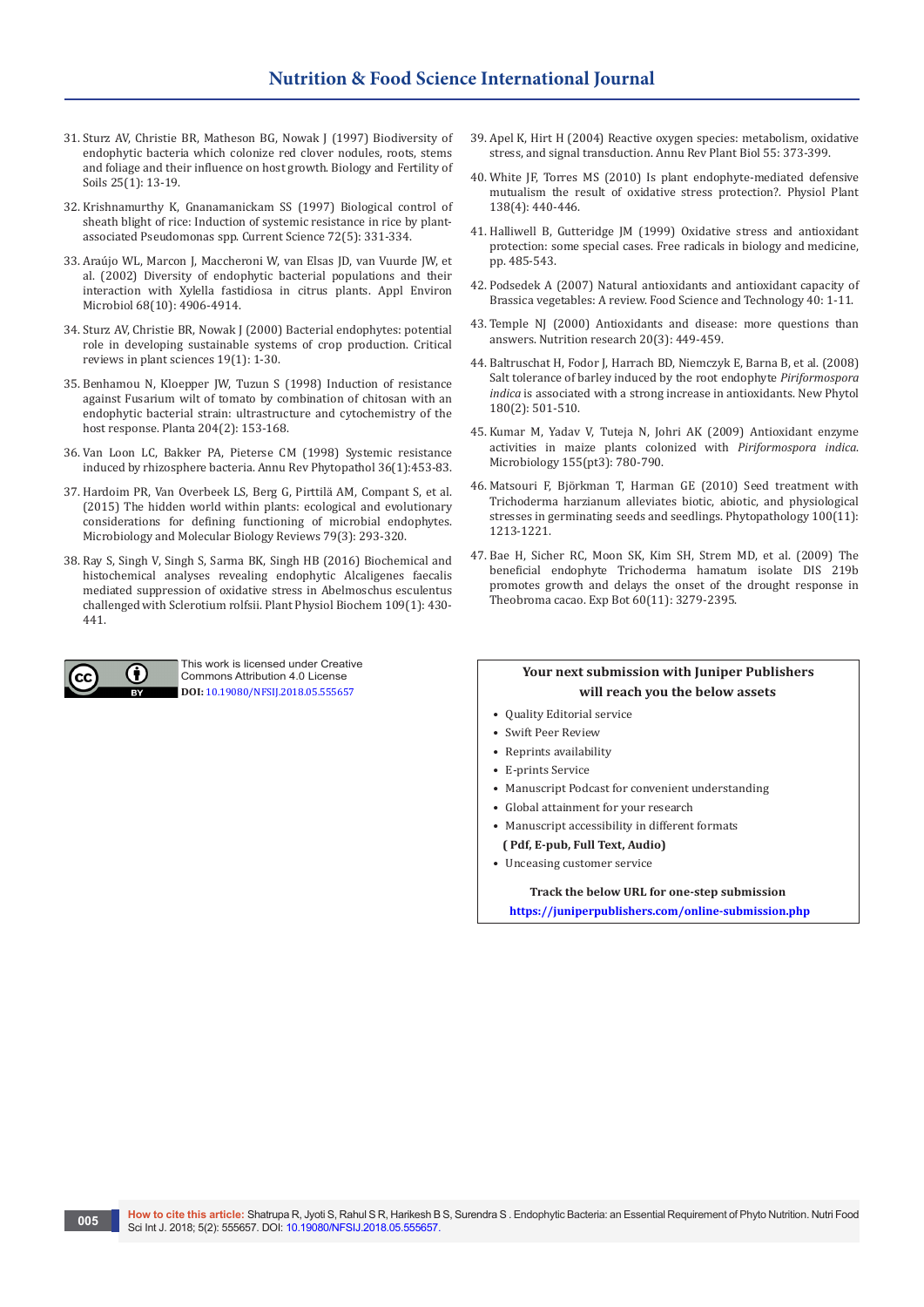31. Sturz AV, Christie BR, Matheson BG, Nowak J (1997) Biodiversity of endophytic bacteria which colonize red clover nodules, roots, stems and foliage and their influence on host growth. Biology and Fertility of Soils 25(1): 13-19.

32. Krishnamurthy K, Gnanamanickam SS (1997) Biological control of sheath blight of rice: Induction of systemic resistance in rice by plant-associated Pseudomonas spp. Current Science 72(5): 331-334.

33. Araújo WL, Marcon J, Maccheroni W, van Elsas JD, van Vuurde JW, et al. (2002) Diversity of endophytic bacterial populations and their interaction with Xylella fastidiosa in citrus plants. Appl Environ Microbiol 68(10): 4906-4914.

34. Sturz AV, Christie BR, Nowak J (2000) Bacterial endophytes: potential role in developing sustainable systems of crop production. Critical reviews in plant sciences 19(1): 1-30.

35. Benhamou N, Kloepper JW, Tuzun S (1998) Induction of resistance against Fusarium wilt of tomato by combination of chitosan with an endophytic bacterial strain: ultrastructure and cytochemistry of the host response. Planta 204(2): 153-168.

36. Van Loon LC, Bakker PA, Pieterse CM (1998) Systemic resistance induced by rhizosphere bacteria. Annu Rev Phytopathol 36(1):453-83.

37. Hardoim PR, Van Overbeek LS, Berg G, Pirttilä AM, Compant S, et al. (2015) The hidden world within plants: ecological and evolutionary considerations for defining functioning of microbial endophytes. Microbiology and Molecular Biology Reviews 79(3): 293-320.

38. Ray S, Singh V, Singh S, Sarma BK, Singh HB (2016) Biochemical and histochemical analyses revealing endophytic Alcaligenes faecalis mediated suppression of oxidative stress in Abelmoschus esculentus challenged with Sclerotium rolfsii. Plant Physiol Biochem 109(1): 430-441.

39. Apel K, Hirt H (2004) Reactive oxygen species: metabolism, oxidative stress, and signal transduction. Annu Rev Plant Biol 55: 373-399.

40. White JF, Torres MS (2010) Is plant endophyte-mediated defensive mutualism the result of oxidative stress protection?. Physiol Plant 138(4): 440-446.

41. Halliwell B, Gutteridge JM (1999) Oxidative stress and antioxidant protection: some special cases. Free radicals in biology and medicine, pp. 485-543.

42. Podsedek A (2007) Natural antioxidants and antioxidant capacity of Brassica vegetables: A review. Food Science and Technology 40: 1-11.

43. Temple NJ (2000) Antioxidants and disease: more questions than answers. Nutrition research 20(3): 449-459.

44. Baltruschat H, Fodor J, Harrach BD, Niemczyk E, Barna B, et al. (2008) Salt tolerance of barley induced by the root endophyte *Piriformospora indica* is associated with a strong increase in antioxidants. New Phytol 180(2): 501-510.

45. Kumar M, Yadav V, Tuteja N, Johri AK (2009) Antioxidant enzyme activities in maize plants colonized with *Piriformospora indica*. Microbiology 155(pt3): 780-790.

46. Matsouri F, Björkman T, Harman GE (2010) Seed treatment with Trichoderma harzianum alleviates biotic, abiotic, and physiological stresses in germinating seeds and seedlings. Phytopathology 100(11): 1213-1221.

47. Bae H, Sicher RC, Moon SK, Kim SH, Strem MD, et al. (2009) The beneficial endophyte Trichoderma hamatum isolate DIS 219b promotes growth and delays the onset of the drought response in Theobroma cacao. Exp Bot 60(11): 3279-2395.

This work is licensed under Creative Commons Attribution 4.0 License
**DOI:** 10.19080/NFSIJ.2018.05.555657

**Your next submission with Juniper Publishers will reach you the below assets**

- Quality Editorial service
- Swift Peer Review
- Reprints availability
- E-prints Service
- Manuscript Podcast for convenient understanding
- Global attainment for your research
- Manuscript accessibility in different formats
  **( Pdf, E-pub, Full Text, Audio)**
- Unceasing customer service

**Track the below URL for one-step submission**
**https://juniperpublishers.com/online-submission.php**

**How to cite this article:** Shatrupa R, Jyoti S, Rahul S R, Harikesh B S, Surendra S . Endophytic Bacteria: an Essential Requirement of Phyto Nutrition. Nutri Food Sci Int J. 2018; 5(2): 555657. DOI: 10.19080/NFSIJ.2018.05.555657.